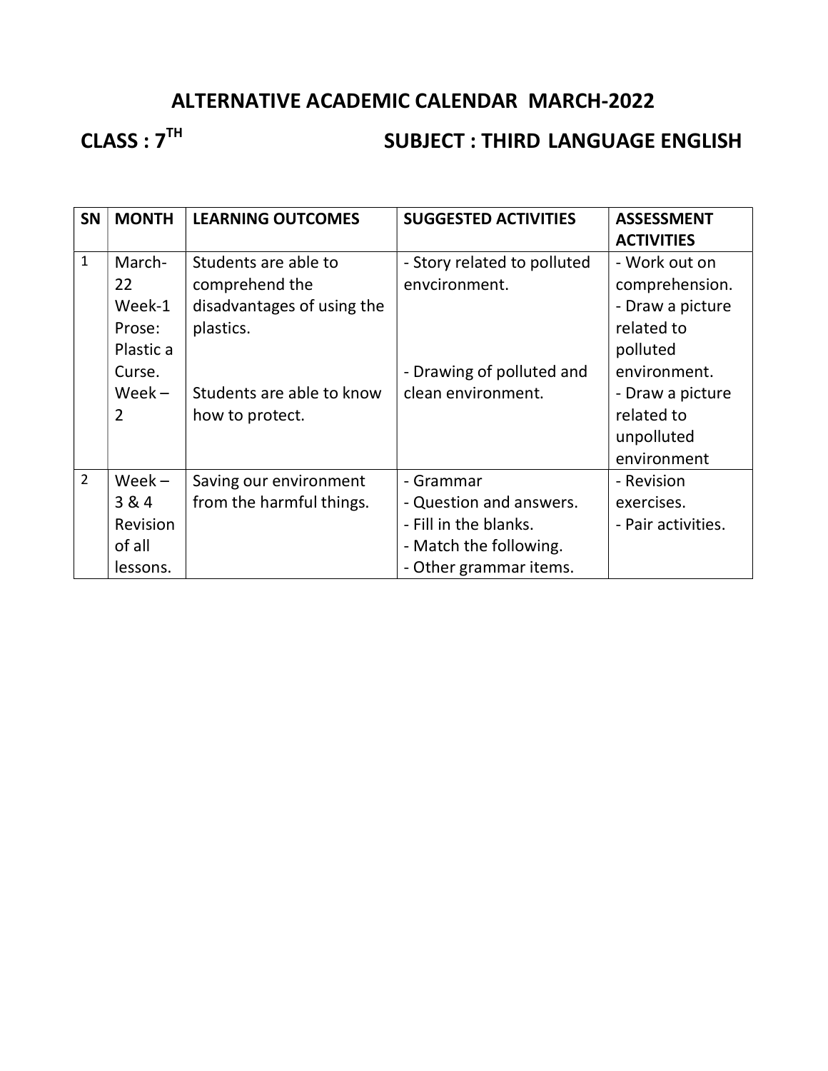# ALTERNATIVE ACADEMIC CALENDAR MARCH-2022

## CLASS : 7TH SUBJECT : THIRD LANGUAGE ENGLISH

| SN | MONTH | LEARNING OUTCOMES | SUGGESTED ACTIVITIES | ASSESSMENT ACTIVITIES |
|---|---|---|---|---|
| 1 | March-22 Week-1 Prose: Plastic a Curse. Week – 2 | Students are able to comprehend the disadvantages of using the plastics.<br><br>Students are able to know how to protect. | - Story related to polluted envcironment.<br><br>- Drawing of polluted and clean environment. | - Work out on comprehension.<br>- Draw a picture related to polluted environment.<br>- Draw a picture related to unpolluted environment |
| 2 | Week – 3 & 4 Revision of all lessons. | Saving our environment from the harmful things. | - Grammar<br>- Question and answers.<br>- Fill in the blanks.<br>- Match the following.<br>- Other grammar items. | - Revision exercises.<br>- Pair activities. |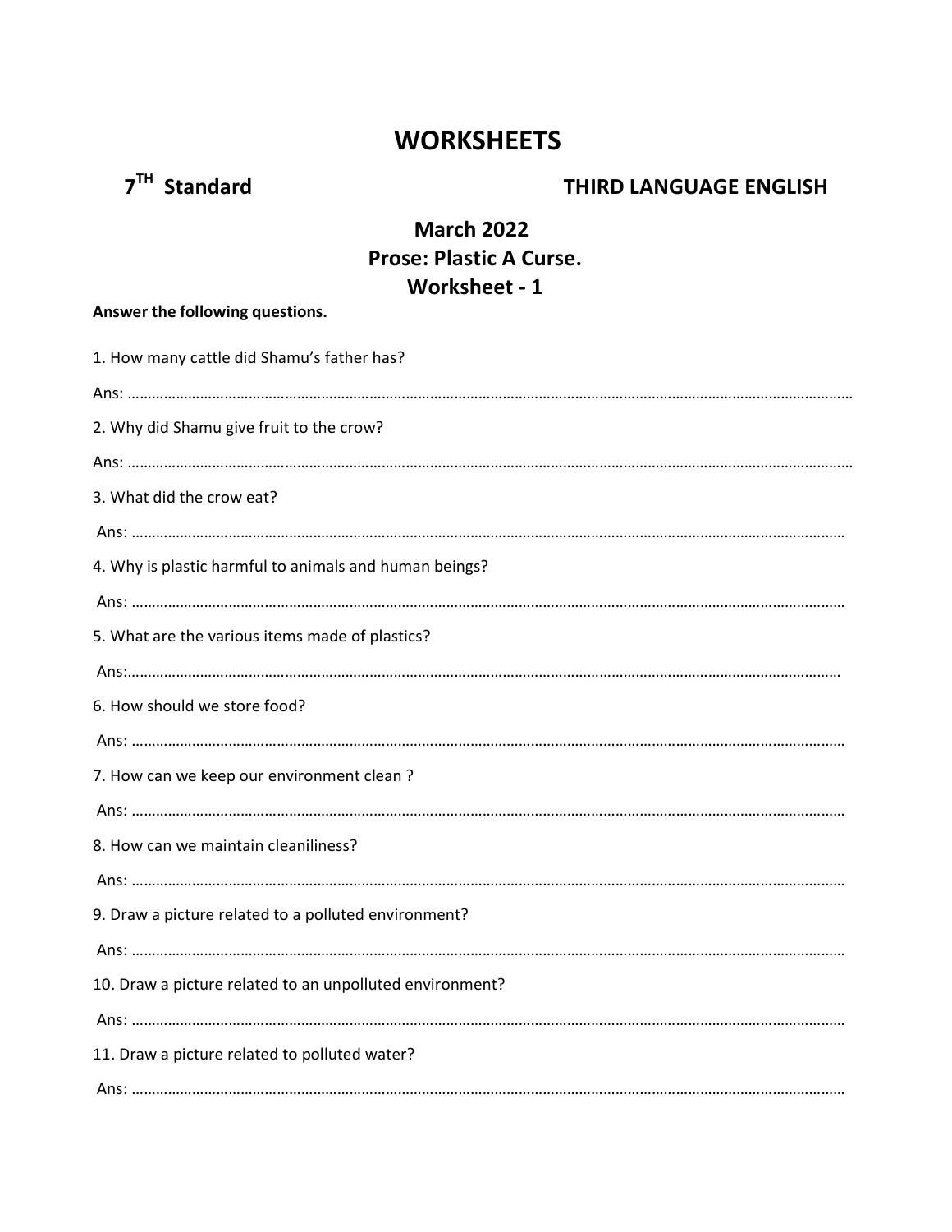# WORKSHEETS

**7TH Standard** **THIRD LANGUAGE ENGLISH**

## March 2022
## Prose: Plastic A Curse.
## Worksheet - 1

**Answer the following questions.**

1. How many cattle did Shamu's father has?

Ans: ……………………………………………………………………………………………………………………………………

2. Why did Shamu give fruit to the crow?

Ans: ……………………………………………………………………………………………………………………………………

3. What did the crow eat?

Ans: ……………………………………………………………………………………………………………………………………

4. Why is plastic harmful to animals and human beings?

Ans: ……………………………………………………………………………………………………………………………………

5. What are the various items made of plastics?

Ans:……………………………………………………………………………………………………………………………………

6. How should we store food?

Ans: ……………………………………………………………………………………………………………………………………

7. How can we keep our environment clean ?

Ans: ……………………………………………………………………………………………………………………………………

8. How can we maintain cleaniliness?

Ans: ……………………………………………………………………………………………………………………………………

9. Draw a picture related to a polluted environment?

Ans: ……………………………………………………………………………………………………………………………………

10. Draw a picture related to an unpolluted environment?

Ans: ……………………………………………………………………………………………………………………………………

11. Draw a picture related to polluted water?

Ans: ……………………………………………………………………………………………………………………………………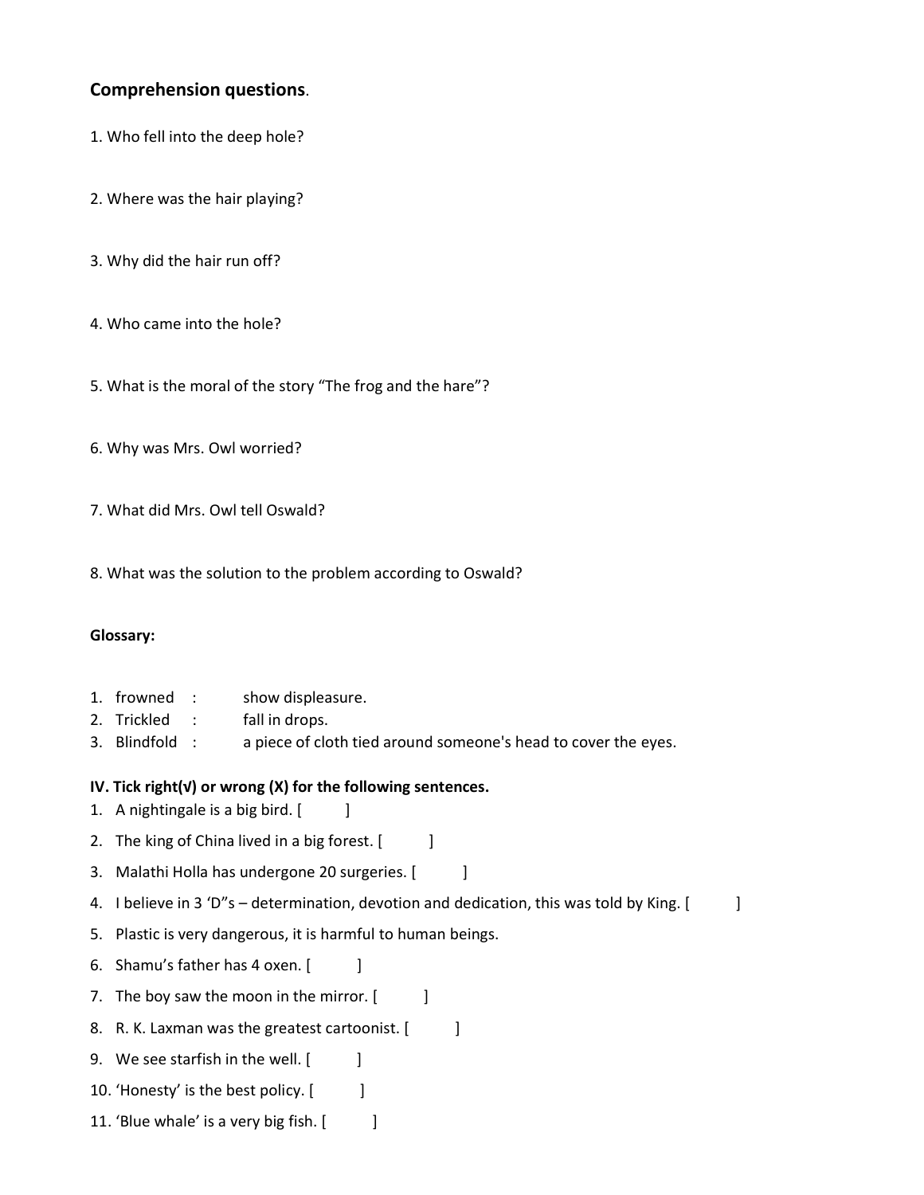**Comprehension questions**.

1. Who fell into the deep hole?

2. Where was the hair playing?

3. Why did the hair run off?

4. Who came into the hole?

5. What is the moral of the story "The frog and the hare"?

6. Why was Mrs. Owl worried?

7. What did Mrs. Owl tell Oswald?

8. What was the solution to the problem according to Oswald?

**Glossary:**

1. frowned : show displeasure.
2. Trickled : fall in drops.
3. Blindfold : a piece of cloth tied around someone's head to cover the eyes.

**IV. Tick right(√) or wrong (X) for the following sentences.**

1. A nightingale is a big bird. [ ]
2. The king of China lived in a big forest. [ ]
3. Malathi Holla has undergone 20 surgeries. [ ]
4. I believe in 3 'D"s – determination, devotion and dedication, this was told by King. [ ]
5. Plastic is very dangerous, it is harmful to human beings.
6. Shamu's father has 4 oxen. [ ]
7. The boy saw the moon in the mirror. [ ]
8. R. K. Laxman was the greatest cartoonist. [ ]
9. We see starfish in the well. [ ]
10. 'Honesty' is the best policy. [ ]
11. 'Blue whale' is a very big fish. [ ]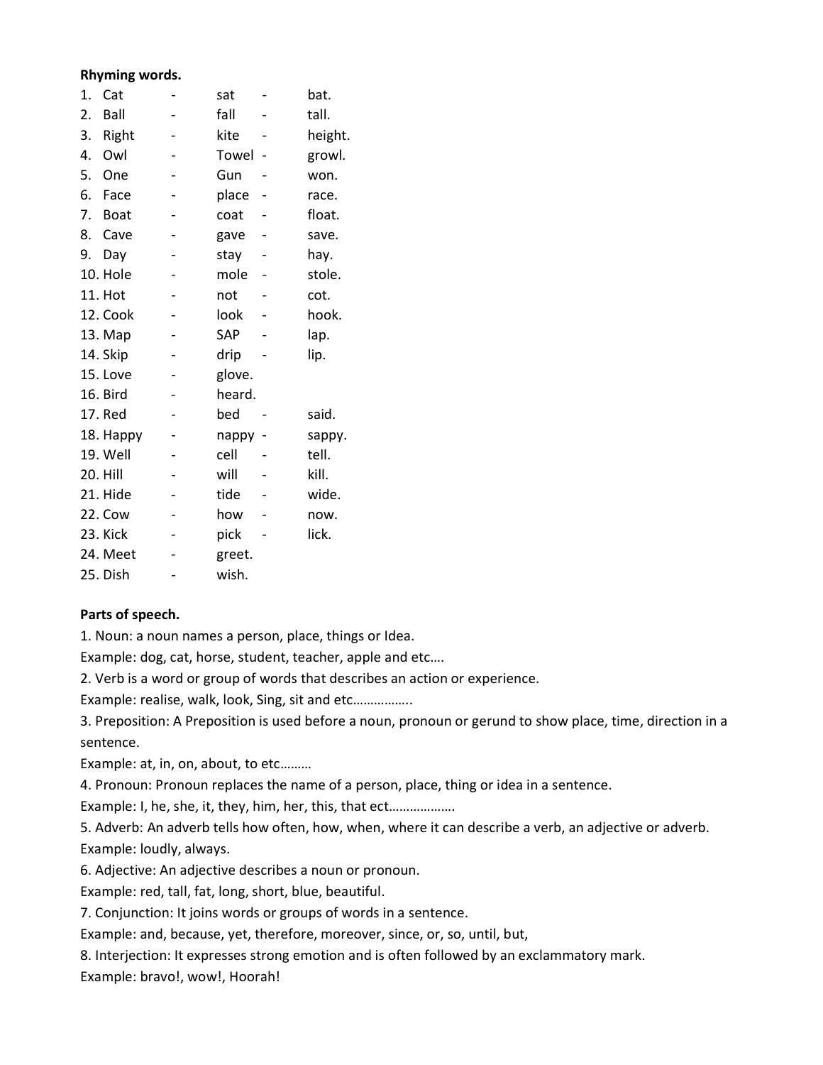**Rhyming words.**

1. Cat - sat - bat.
2. Ball - fall - tall.
3. Right - kite - height.
4. Owl - Towel - growl.
5. One - Gun - won.
6. Face - place - race.
7. Boat - coat - float.
8. Cave - gave - save.
9. Day - stay - hay.
10. Hole - mole - stole.
11. Hot - not - cot.
12. Cook - look - hook.
13. Map - SAP - lap.
14. Skip - drip - lip.
15. Love - glove.
16. Bird - heard.
17. Red - bed - said.
18. Happy - nappy - sappy.
19. Well - cell - tell.
20. Hill - will - kill.
21. Hide - tide - wide.
22. Cow - how - now.
23. Kick - pick - lick.
24. Meet - greet.
25. Dish - wish.

**Parts of speech.**

1. Noun: a noun names a person, place, things or Idea.
Example: dog, cat, horse, student, teacher, apple and etc….

2. Verb is a word or group of words that describes an action or experience.
Example: realise, walk, look, Sing, sit and etc……………..

3. Preposition: A Preposition is used before a noun, pronoun or gerund to show place, time, direction in a sentence.
Example: at, in, on, about, to etc………

4. Pronoun: Pronoun replaces the name of a person, place, thing or idea in a sentence.
Example: I, he, she, it, they, him, her, this, that ect……………….

5. Adverb: An adverb tells how often, how, when, where it can describe a verb, an adjective or adverb.
Example: loudly, always.

6. Adjective: An adjective describes a noun or pronoun.
Example: red, tall, fat, long, short, blue, beautiful.

7. Conjunction: It joins words or groups of words in a sentence.
Example: and, because, yet, therefore, moreover, since, or, so, until, but,

8. Interjection: It expresses strong emotion and is often followed by an exclammatory mark.
Example: bravo!, wow!, Hoorah!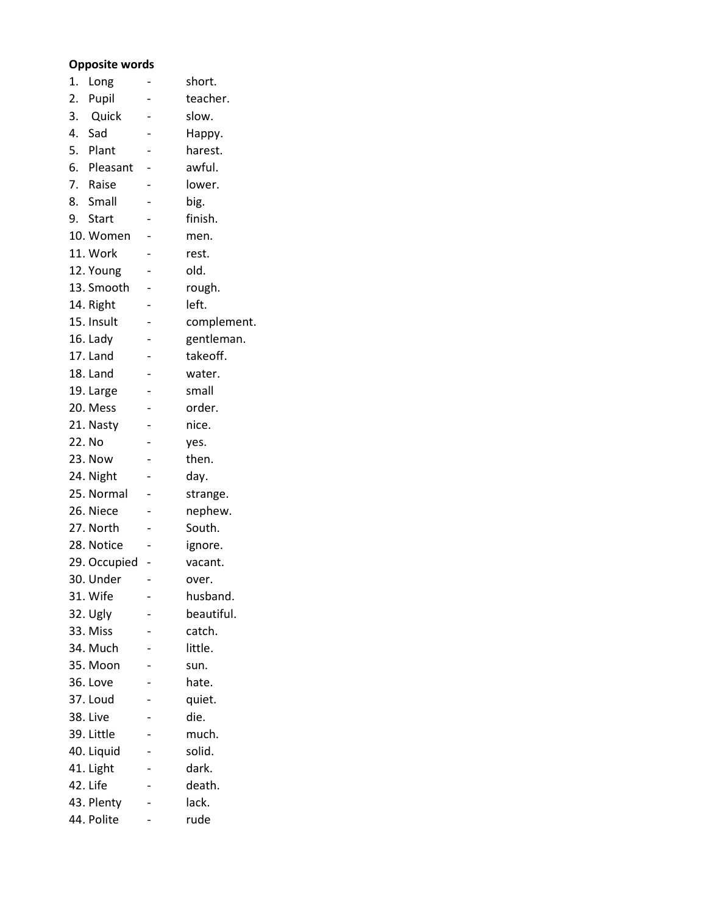**Opposite words**

1. Long - short.
2. Pupil - teacher.
3. Quick - slow.
4. Sad - Happy.
5. Plant - harest.
6. Pleasant - awful.
7. Raise - lower.
8. Small - big.
9. Start - finish.
10. Women - men.
11. Work - rest.
12. Young - old.
13. Smooth - rough.
14. Right - left.
15. Insult - complement.
16. Lady - gentleman.
17. Land - takeoff.
18. Land - water.
19. Large - small
20. Mess - order.
21. Nasty - nice.
22. No - yes.
23. Now - then.
24. Night - day.
25. Normal - strange.
26. Niece - nephew.
27. North - South.
28. Notice - ignore.
29. Occupied - vacant.
30. Under - over.
31. Wife - husband.
32. Ugly - beautiful.
33. Miss - catch.
34. Much - little.
35. Moon - sun.
36. Love - hate.
37. Loud - quiet.
38. Live - die.
39. Little - much.
40. Liquid - solid.
41. Light - dark.
42. Life - death.
43. Plenty - lack.
44. Polite - rude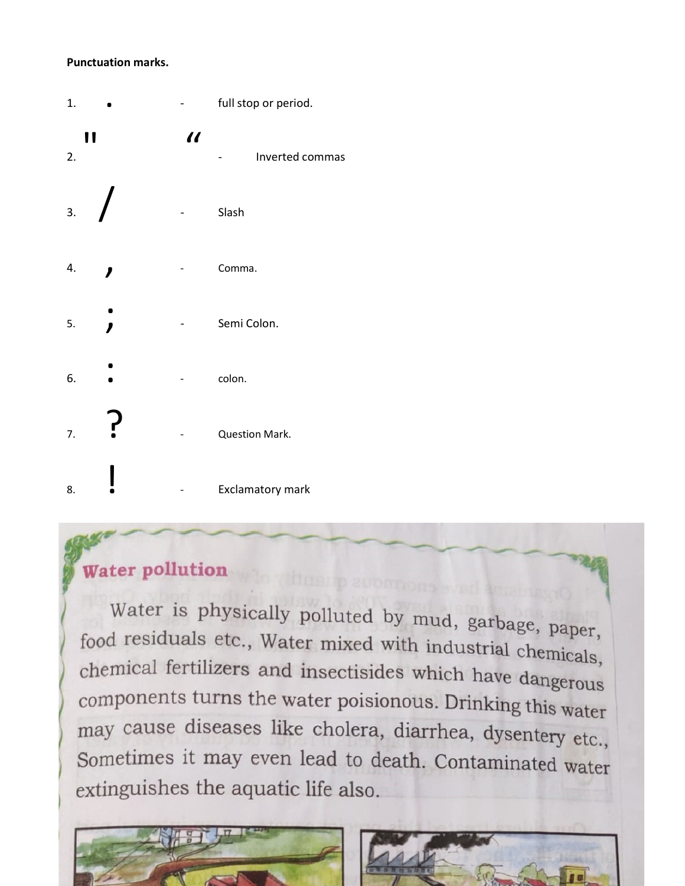**Punctuation marks.**

1. .  -  full stop or period.
2. " “  -  Inverted commas
3. /  -  Slash
4. ,  -  Comma.
5. ;  -  Semi Colon.
6. :  -  colon.
7. ?  -  Question Mark.
8. !  -  Exclamatory mark

**Water pollution**

Water is physically polluted by mud, garbage, paper, food residuals etc., Water mixed with industrial chemicals, chemical fertilizers and insectisides which have dangerous components turns the water poisionous. Drinking this water may cause diseases like cholera, diarrhea, dysentery etc., Sometimes it may even lead to death. Contaminated water extinguishes the aquatic life also.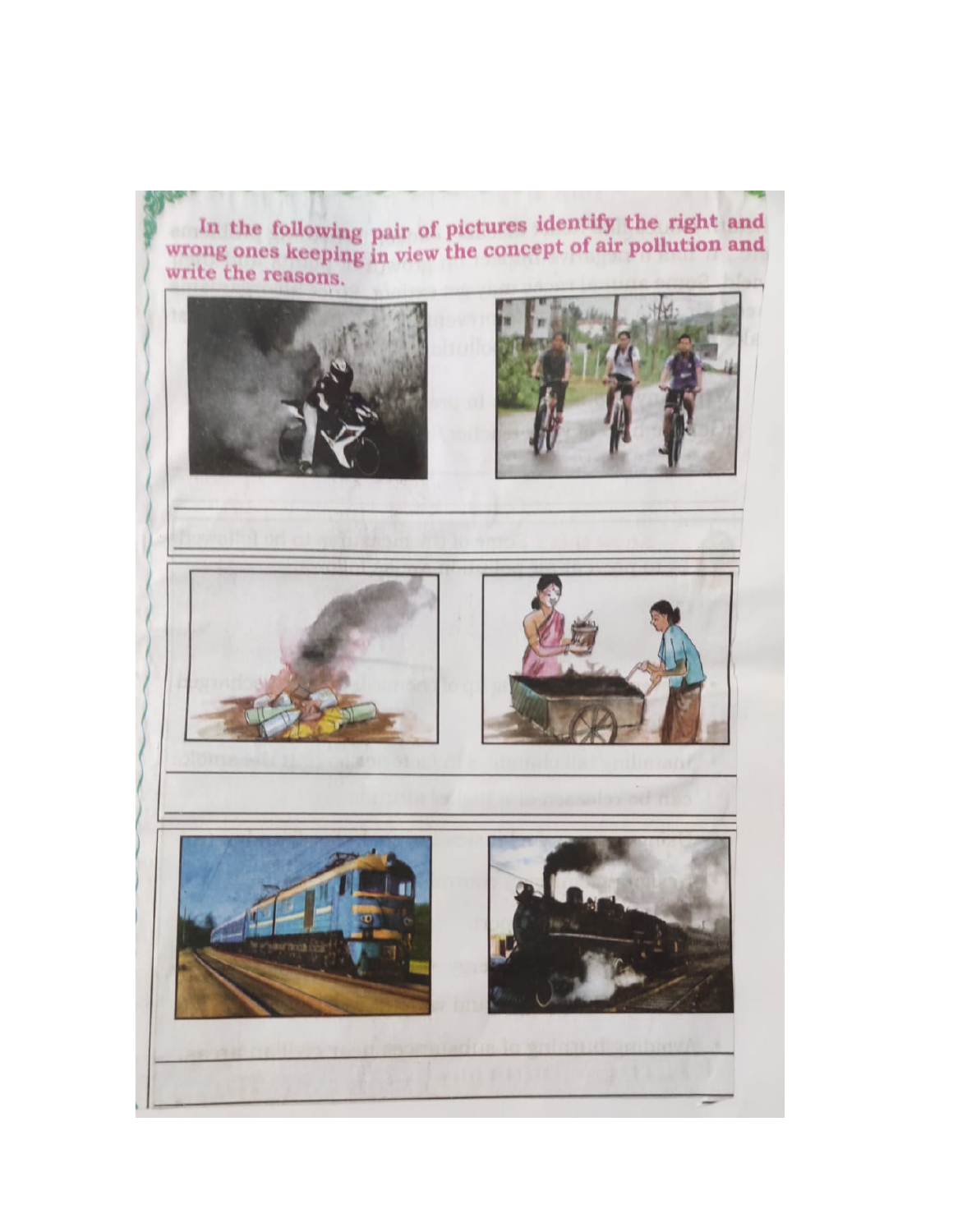In the following pair of pictures identify the right and wrong ones keeping in view the concept of air pollution and write the reasons.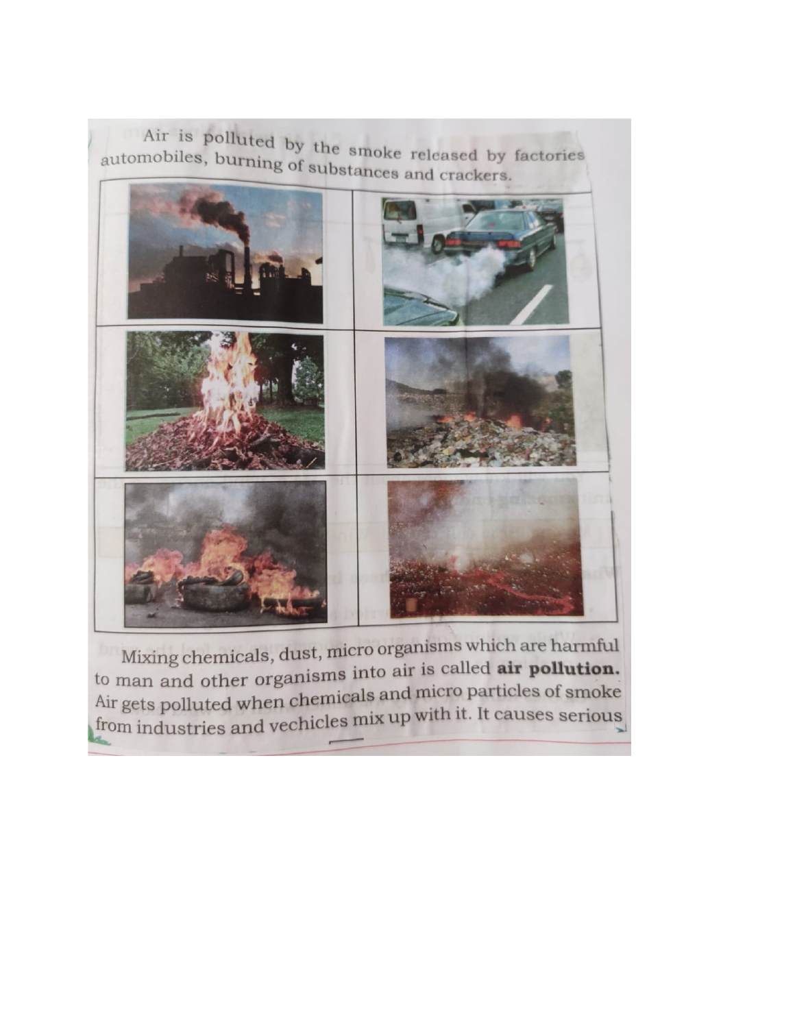Air is polluted by the smoke released by factories automobiles, burning of substances and crackers.

Mixing chemicals, dust, micro organisms which are harmful to man and other organisms into air is called **air pollution.** Air gets polluted when chemicals and micro particles of smoke from industries and vechicles mix up with it. It causes serious